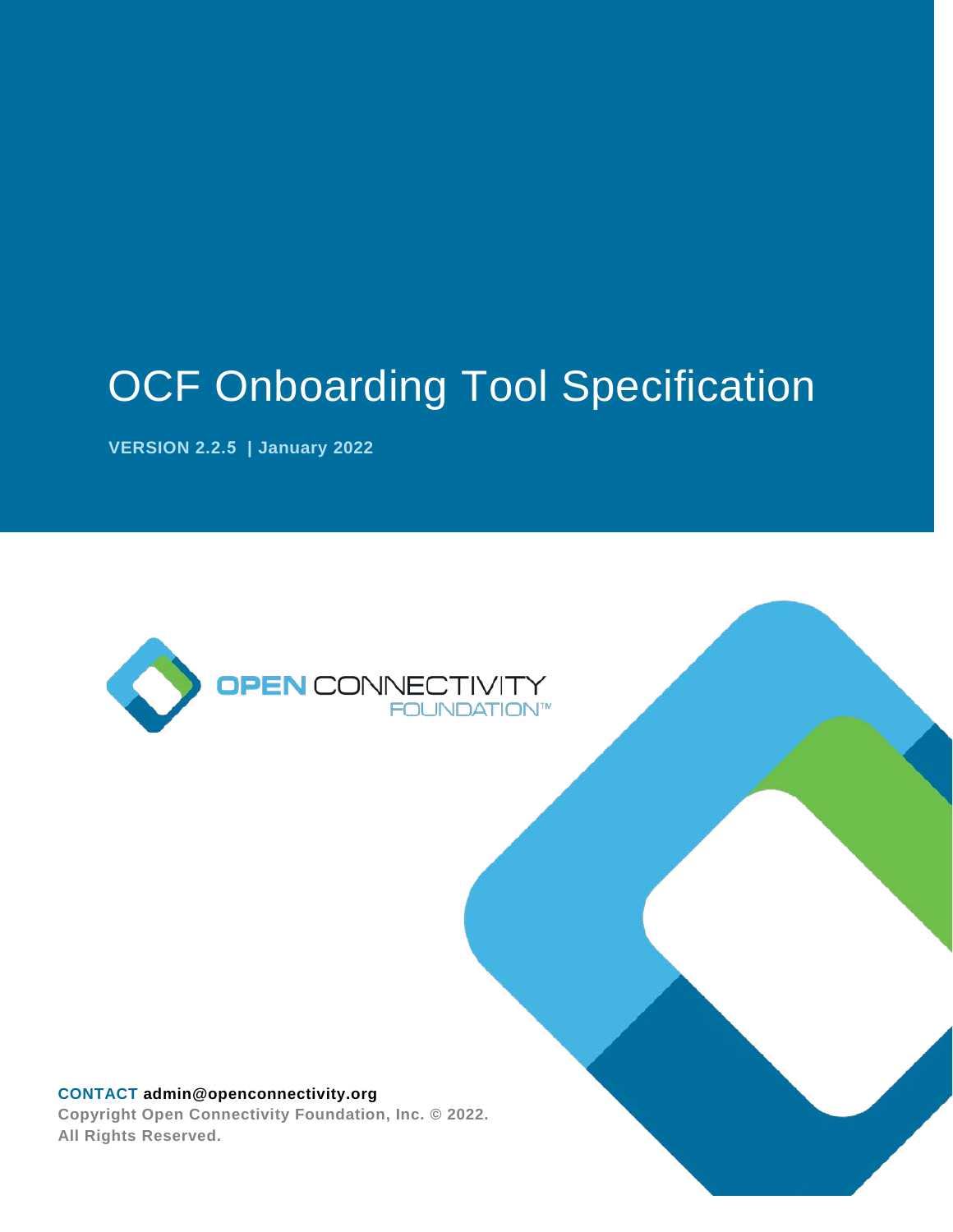# OCF Onboarding Tool Specification

**VERSION 2.2.5 | January 2022**

OPEN CONNECTIVITY FOUNDATION™

**CONTACT admin@openconnectivity.org**

**Copyright Open Connectivity Foundation, Inc. © 2022.**
**All Rights Reserved.**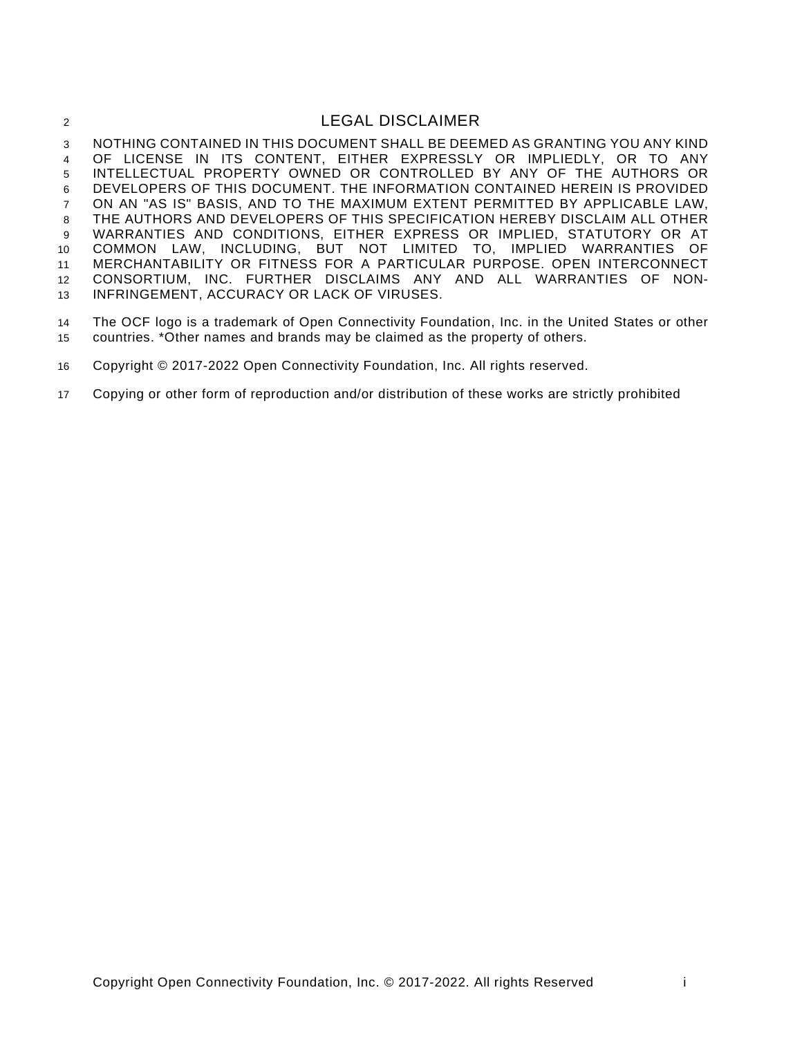# LEGAL DISCLAIMER

NOTHING CONTAINED IN THIS DOCUMENT SHALL BE DEEMED AS GRANTING YOU ANY KIND OF LICENSE IN ITS CONTENT, EITHER EXPRESSLY OR IMPLIEDLY, OR TO ANY INTELLECTUAL PROPERTY OWNED OR CONTROLLED BY ANY OF THE AUTHORS OR DEVELOPERS OF THIS DOCUMENT. THE INFORMATION CONTAINED HEREIN IS PROVIDED ON AN "AS IS" BASIS, AND TO THE MAXIMUM EXTENT PERMITTED BY APPLICABLE LAW, THE AUTHORS AND DEVELOPERS OF THIS SPECIFICATION HEREBY DISCLAIM ALL OTHER WARRANTIES AND CONDITIONS, EITHER EXPRESS OR IMPLIED, STATUTORY OR AT COMMON LAW, INCLUDING, BUT NOT LIMITED TO, IMPLIED WARRANTIES OF MERCHANTABILITY OR FITNESS FOR A PARTICULAR PURPOSE. OPEN INTERCONNECT CONSORTIUM, INC. FURTHER DISCLAIMS ANY AND ALL WARRANTIES OF NON-INFRINGEMENT, ACCURACY OR LACK OF VIRUSES.

The OCF logo is a trademark of Open Connectivity Foundation, Inc. in the United States or other countries. *Other names and brands may be claimed as the property of others.

Copyright © 2017-2022 Open Connectivity Foundation, Inc. All rights reserved.

Copying or other form of reproduction and/or distribution of these works are strictly prohibited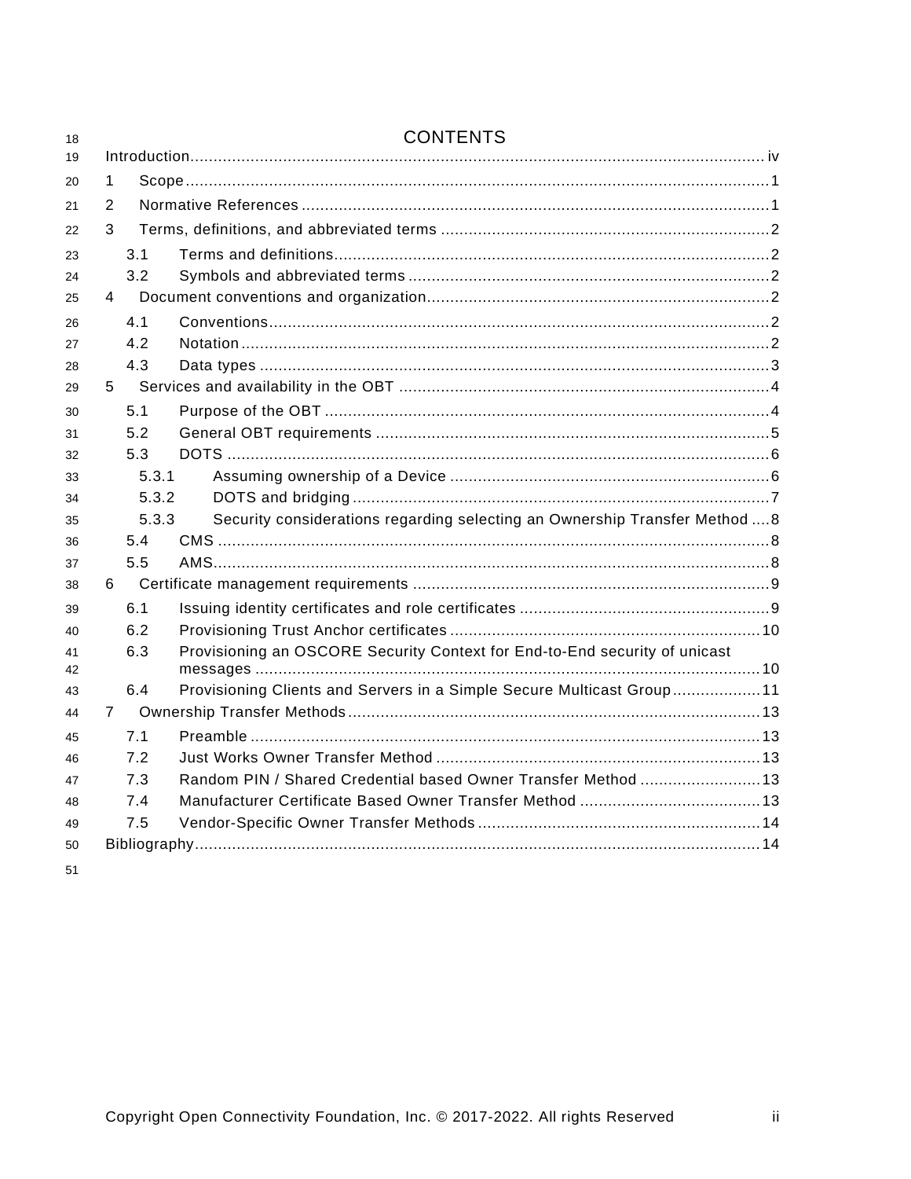# CONTENTS

Introduction ........ iv

1 Scope ........ 1

2 Normative References ........ 1

3 Terms, definitions, and abbreviated terms ........ 2

- 3.1 Terms and definitions ........ 2
- 3.2 Symbols and abbreviated terms ........ 2

4 Document conventions and organization ........ 2

- 4.1 Conventions ........ 2
- 4.2 Notation ........ 2
- 4.3 Data types ........ 3

5 Services and availability in the OBT ........ 4

- 5.1 Purpose of the OBT ........ 4
- 5.2 General OBT requirements ........ 5
- 5.3 DOTS ........ 6
  - 5.3.1 Assuming ownership of a Device ........ 6
  - 5.3.2 DOTS and bridging ........ 7
  - 5.3.3 Security considerations regarding selecting an Ownership Transfer Method ........ 8
- 5.4 CMS ........ 8
- 5.5 AMS ........ 8

6 Certificate management requirements ........ 9

- 6.1 Issuing identity certificates and role certificates ........ 9
- 6.2 Provisioning Trust Anchor certificates ........ 10
- 6.3 Provisioning an OSCORE Security Context for End-to-End security of unicast messages ........ 10
- 6.4 Provisioning Clients and Servers in a Simple Secure Multicast Group ........ 11

7 Ownership Transfer Methods ........ 13

- 7.1 Preamble ........ 13
- 7.2 Just Works Owner Transfer Method ........ 13
- 7.3 Random PIN / Shared Credential based Owner Transfer Method ........ 13
- 7.4 Manufacturer Certificate Based Owner Transfer Method ........ 13
- 7.5 Vendor-Specific Owner Transfer Methods ........ 14

Bibliography ........ 14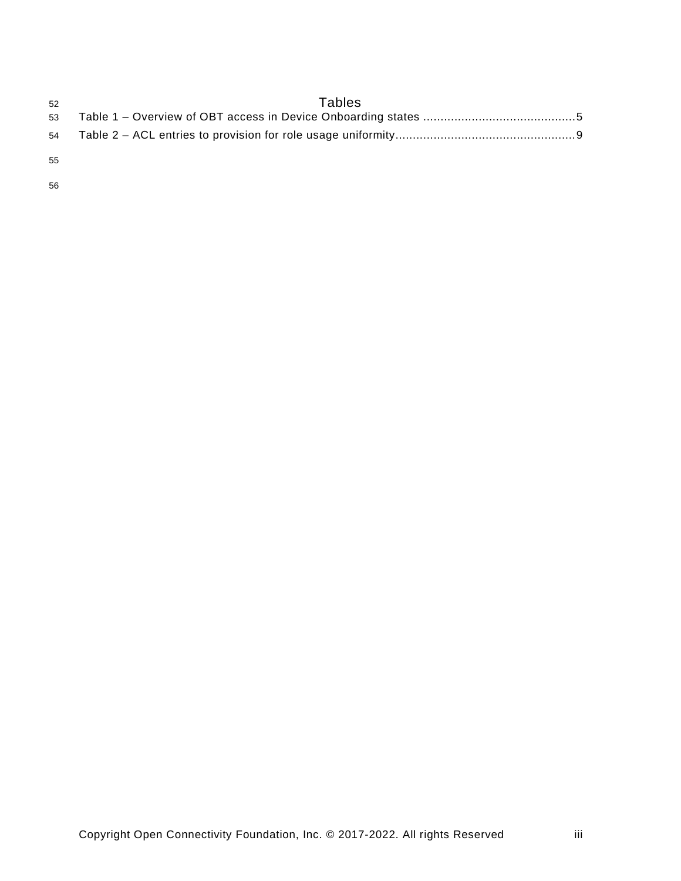# Tables

Table 1 – Overview of OBT access in Device Onboarding states ........................................... 5

Table 2 – ACL entries to provision for role usage uniformity.................................................. 9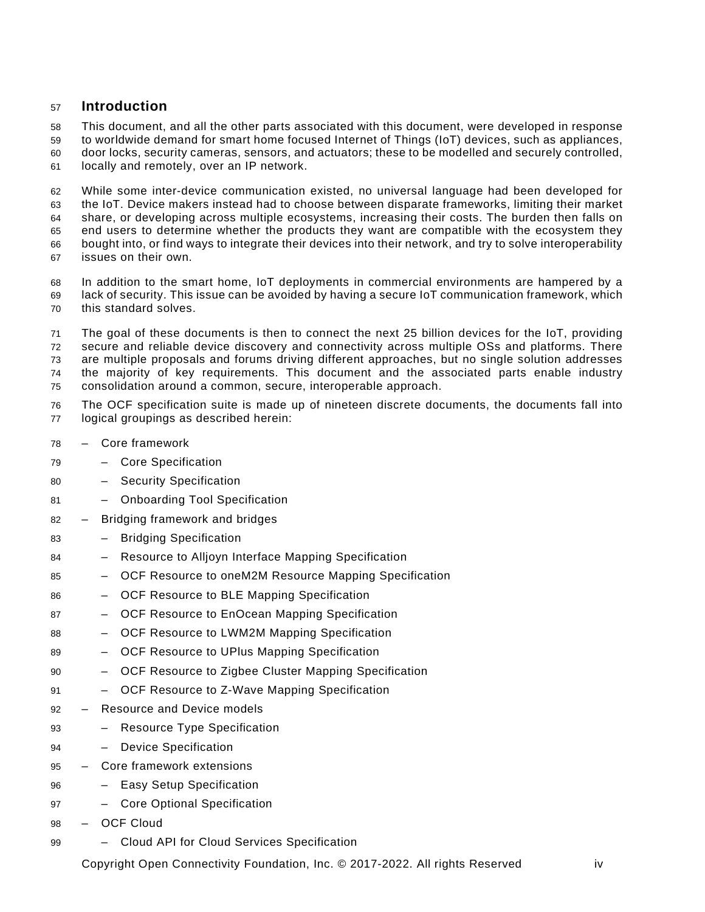# Introduction

This document, and all the other parts associated with this document, were developed in response to worldwide demand for smart home focused Internet of Things (IoT) devices, such as appliances, door locks, security cameras, sensors, and actuators; these to be modelled and securely controlled, locally and remotely, over an IP network.

While some inter-device communication existed, no universal language had been developed for the IoT. Device makers instead had to choose between disparate frameworks, limiting their market share, or developing across multiple ecosystems, increasing their costs. The burden then falls on end users to determine whether the products they want are compatible with the ecosystem they bought into, or find ways to integrate their devices into their network, and try to solve interoperability issues on their own.

In addition to the smart home, IoT deployments in commercial environments are hampered by a lack of security. This issue can be avoided by having a secure IoT communication framework, which this standard solves.

The goal of these documents is then to connect the next 25 billion devices for the IoT, providing secure and reliable device discovery and connectivity across multiple OSs and platforms. There are multiple proposals and forums driving different approaches, but no single solution addresses the majority of key requirements. This document and the associated parts enable industry consolidation around a common, secure, interoperable approach.

The OCF specification suite is made up of nineteen discrete documents, the documents fall into logical groupings as described herein:

- Core framework
  - Core Specification
  - Security Specification
  - Onboarding Tool Specification
- Bridging framework and bridges
  - Bridging Specification
  - Resource to Alljoyn Interface Mapping Specification
  - OCF Resource to oneM2M Resource Mapping Specification
  - OCF Resource to BLE Mapping Specification
  - OCF Resource to EnOcean Mapping Specification
  - OCF Resource to LWM2M Mapping Specification
  - OCF Resource to UPlus Mapping Specification
  - OCF Resource to Zigbee Cluster Mapping Specification
  - OCF Resource to Z-Wave Mapping Specification
- Resource and Device models
  - Resource Type Specification
  - Device Specification
- Core framework extensions
  - Easy Setup Specification
  - Core Optional Specification
- OCF Cloud
  - Cloud API for Cloud Services Specification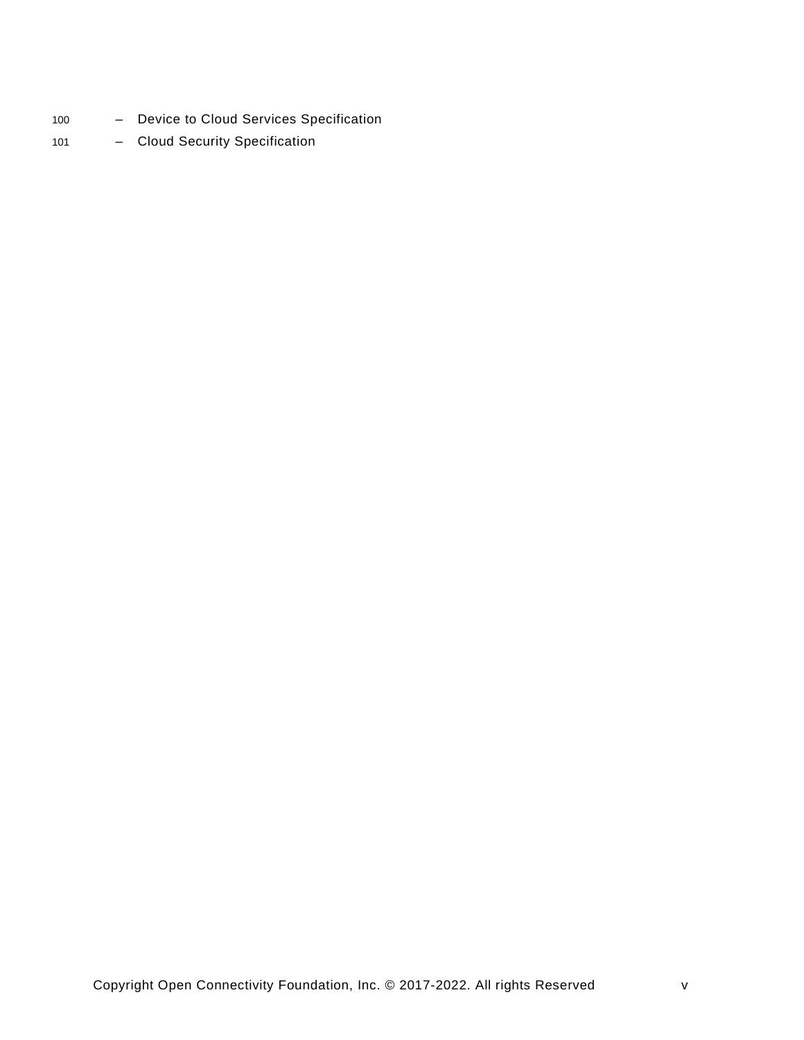- Device to Cloud Services Specification
- Cloud Security Specification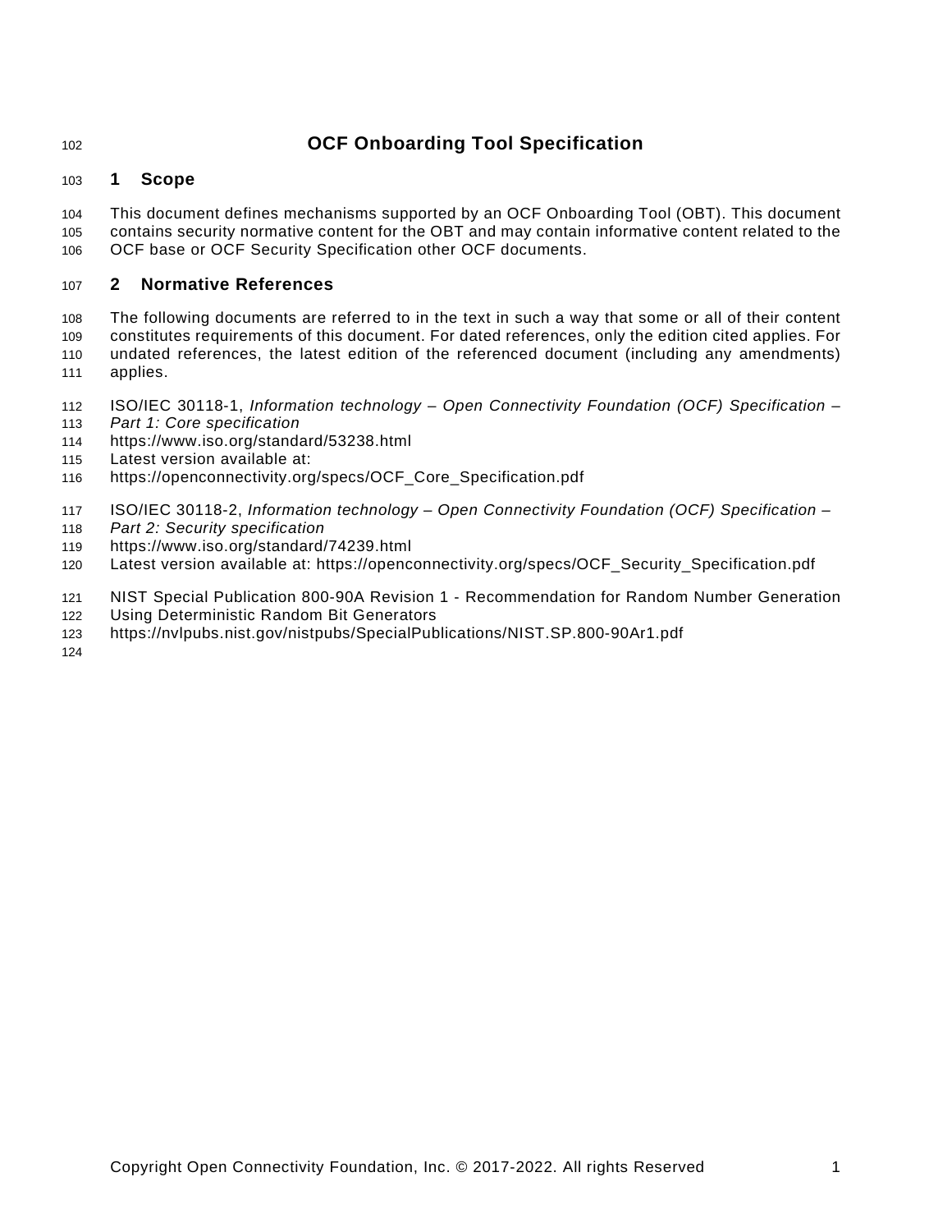# OCF Onboarding Tool Specification

## 1 Scope

This document defines mechanisms supported by an OCF Onboarding Tool (OBT). This document contains security normative content for the OBT and may contain informative content related to the OCF base or OCF Security Specification other OCF documents.

## 2 Normative References

The following documents are referred to in the text in such a way that some or all of their content constitutes requirements of this document. For dated references, only the edition cited applies. For undated references, the latest edition of the referenced document (including any amendments) applies.

ISO/IEC 30118-1, *Information technology – Open Connectivity Foundation (OCF) Specification – Part 1: Core specification*
https://www.iso.org/standard/53238.html
Latest version available at:
https://openconnectivity.org/specs/OCF_Core_Specification.pdf

ISO/IEC 30118-2, *Information technology – Open Connectivity Foundation (OCF) Specification – Part 2: Security specification*
https://www.iso.org/standard/74239.html
Latest version available at: https://openconnectivity.org/specs/OCF_Security_Specification.pdf

NIST Special Publication 800-90A Revision 1 - Recommendation for Random Number Generation Using Deterministic Random Bit Generators
https://nvlpubs.nist.gov/nistpubs/SpecialPublications/NIST.SP.800-90Ar1.pdf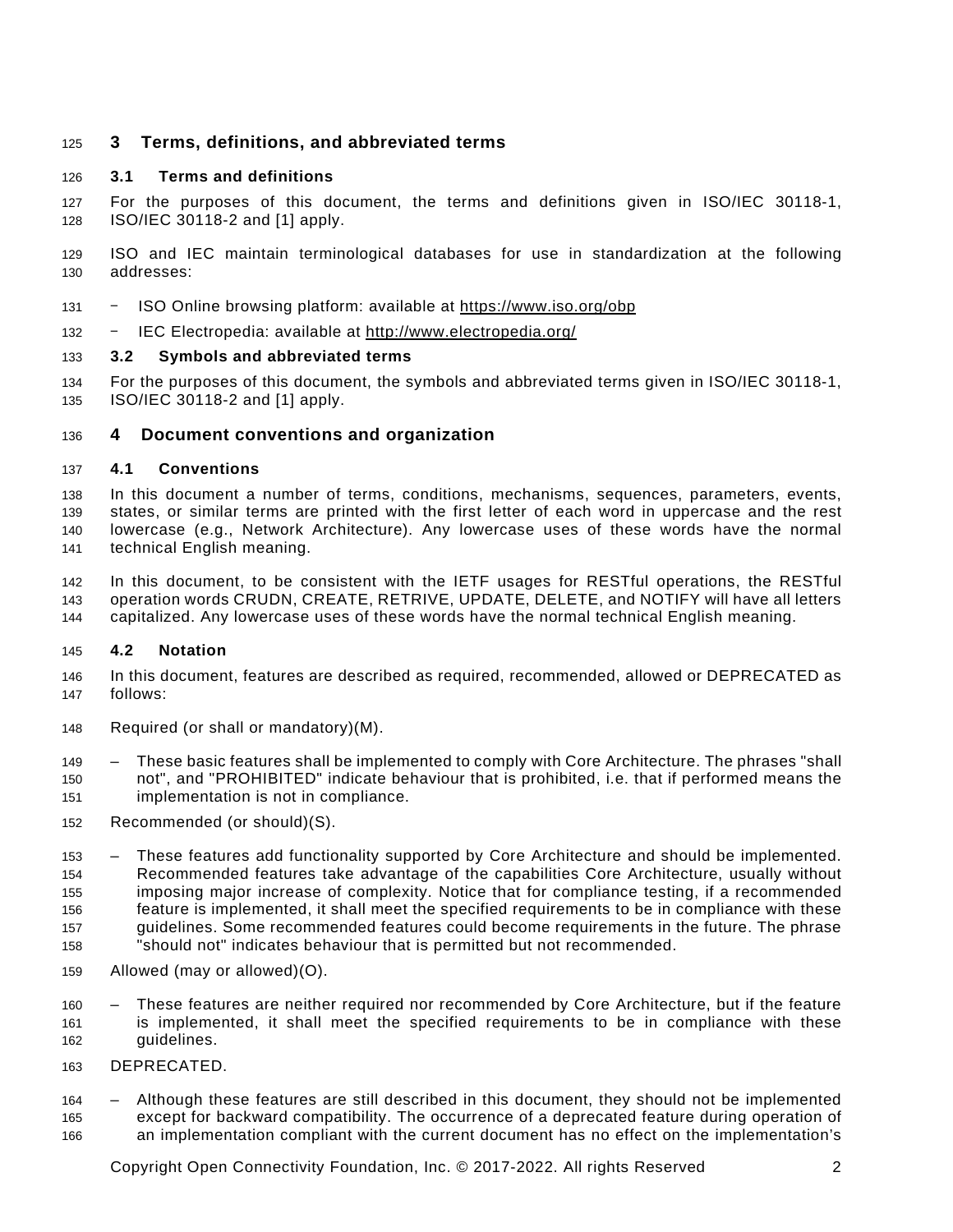# 3 Terms, definitions, and abbreviated terms

## 3.1 Terms and definitions

For the purposes of this document, the terms and definitions given in ISO/IEC 30118-1, ISO/IEC 30118-2 and [1] apply.

ISO and IEC maintain terminological databases for use in standardization at the following addresses:

- ISO Online browsing platform: available at https://www.iso.org/obp
- IEC Electropedia: available at http://www.electropedia.org/

## 3.2 Symbols and abbreviated terms

For the purposes of this document, the symbols and abbreviated terms given in ISO/IEC 30118-1, ISO/IEC 30118-2 and [1] apply.

# 4 Document conventions and organization

## 4.1 Conventions

In this document a number of terms, conditions, mechanisms, sequences, parameters, events, states, or similar terms are printed with the first letter of each word in uppercase and the rest lowercase (e.g., Network Architecture). Any lowercase uses of these words have the normal technical English meaning.

In this document, to be consistent with the IETF usages for RESTful operations, the RESTful operation words CRUDN, CREATE, RETRIVE, UPDATE, DELETE, and NOTIFY will have all letters capitalized. Any lowercase uses of these words have the normal technical English meaning.

## 4.2 Notation

In this document, features are described as required, recommended, allowed or DEPRECATED as follows:

Required (or shall or mandatory)(M).

- These basic features shall be implemented to comply with Core Architecture. The phrases "shall not", and "PROHIBITED" indicate behaviour that is prohibited, i.e. that if performed means the implementation is not in compliance.

Recommended (or should)(S).

- These features add functionality supported by Core Architecture and should be implemented. Recommended features take advantage of the capabilities Core Architecture, usually without imposing major increase of complexity. Notice that for compliance testing, if a recommended feature is implemented, it shall meet the specified requirements to be in compliance with these guidelines. Some recommended features could become requirements in the future. The phrase "should not" indicates behaviour that is permitted but not recommended.

Allowed (may or allowed)(O).

- These features are neither required nor recommended by Core Architecture, but if the feature is implemented, it shall meet the specified requirements to be in compliance with these guidelines.

DEPRECATED.

- Although these features are still described in this document, they should not be implemented except for backward compatibility. The occurrence of a deprecated feature during operation of an implementation compliant with the current document has no effect on the implementation's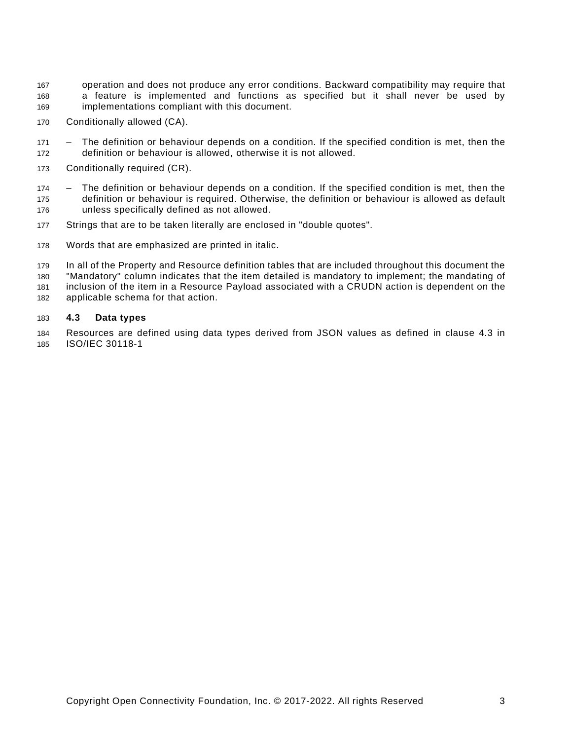operation and does not produce any error conditions. Backward compatibility may require that a feature is implemented and functions as specified but it shall never be used by implementations compliant with this document.

Conditionally allowed (CA).

- The definition or behaviour depends on a condition. If the specified condition is met, then the definition or behaviour is allowed, otherwise it is not allowed.

Conditionally required (CR).

- The definition or behaviour depends on a condition. If the specified condition is met, then the definition or behaviour is required. Otherwise, the definition or behaviour is allowed as default unless specifically defined as not allowed.

Strings that are to be taken literally are enclosed in "double quotes".

Words that are emphasized are printed in italic.

In all of the Property and Resource definition tables that are included throughout this document the "Mandatory" column indicates that the item detailed is mandatory to implement; the mandating of inclusion of the item in a Resource Payload associated with a CRUDN action is dependent on the applicable schema for that action.

### 4.3 Data types

Resources are defined using data types derived from JSON values as defined in clause 4.3 in ISO/IEC 30118-1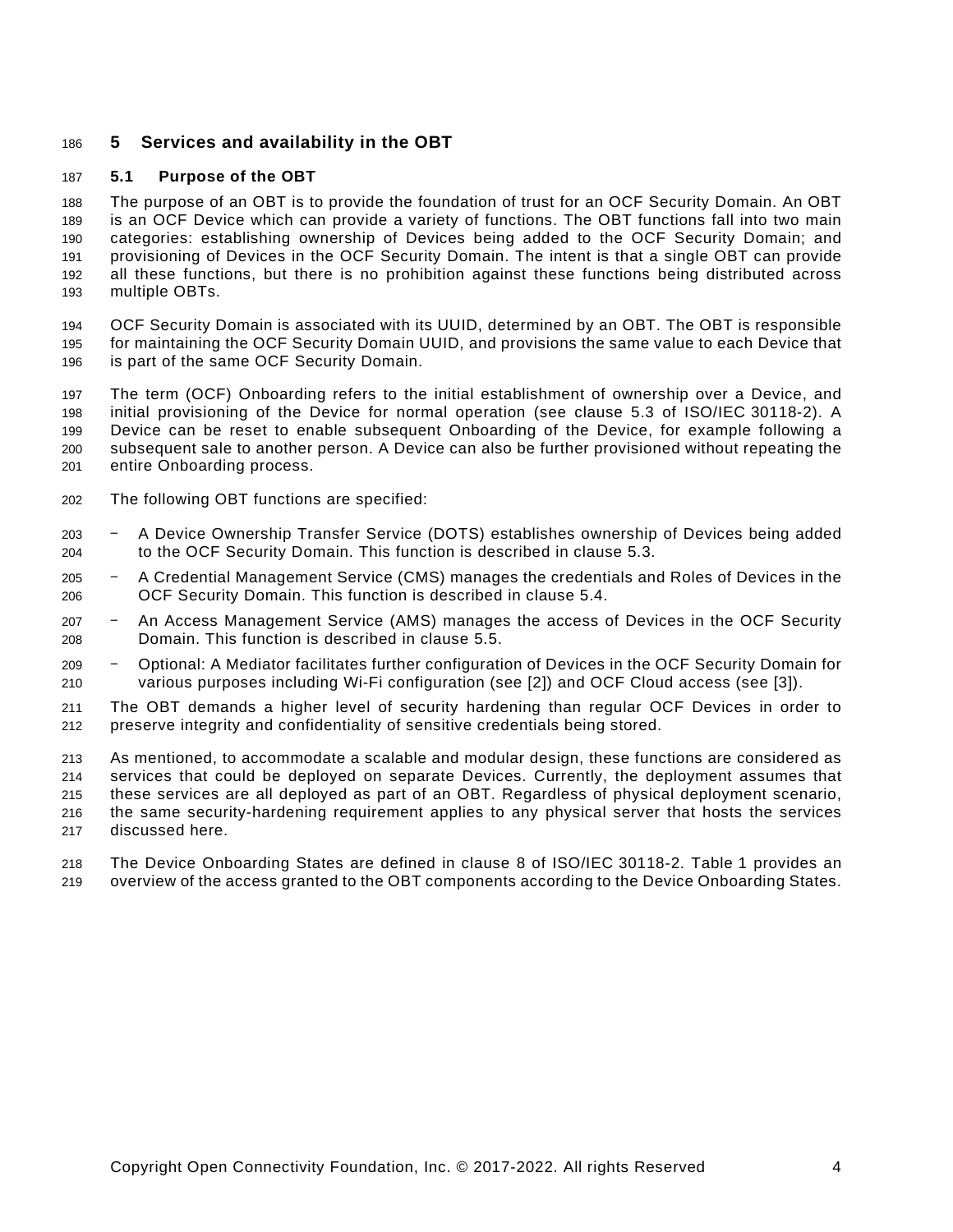# 5 Services and availability in the OBT

## 5.1 Purpose of the OBT

The purpose of an OBT is to provide the foundation of trust for an OCF Security Domain. An OBT is an OCF Device which can provide a variety of functions. The OBT functions fall into two main categories: establishing ownership of Devices being added to the OCF Security Domain; and provisioning of Devices in the OCF Security Domain. The intent is that a single OBT can provide all these functions, but there is no prohibition against these functions being distributed across multiple OBTs.

OCF Security Domain is associated with its UUID, determined by an OBT. The OBT is responsible for maintaining the OCF Security Domain UUID, and provisions the same value to each Device that is part of the same OCF Security Domain.

The term (OCF) Onboarding refers to the initial establishment of ownership over a Device, and initial provisioning of the Device for normal operation (see clause 5.3 of ISO/IEC 30118-2). A Device can be reset to enable subsequent Onboarding of the Device, for example following a subsequent sale to another person. A Device can also be further provisioned without repeating the entire Onboarding process.

The following OBT functions are specified:

- A Device Ownership Transfer Service (DOTS) establishes ownership of Devices being added to the OCF Security Domain. This function is described in clause 5.3.
- A Credential Management Service (CMS) manages the credentials and Roles of Devices in the OCF Security Domain. This function is described in clause 5.4.
- An Access Management Service (AMS) manages the access of Devices in the OCF Security Domain. This function is described in clause 5.5.
- Optional: A Mediator facilitates further configuration of Devices in the OCF Security Domain for various purposes including Wi-Fi configuration (see [2]) and OCF Cloud access (see [3]).

The OBT demands a higher level of security hardening than regular OCF Devices in order to preserve integrity and confidentiality of sensitive credentials being stored.

As mentioned, to accommodate a scalable and modular design, these functions are considered as services that could be deployed on separate Devices. Currently, the deployment assumes that these services are all deployed as part of an OBT. Regardless of physical deployment scenario, the same security-hardening requirement applies to any physical server that hosts the services discussed here.

The Device Onboarding States are defined in clause 8 of ISO/IEC 30118-2. Table 1 provides an overview of the access granted to the OBT components according to the Device Onboarding States.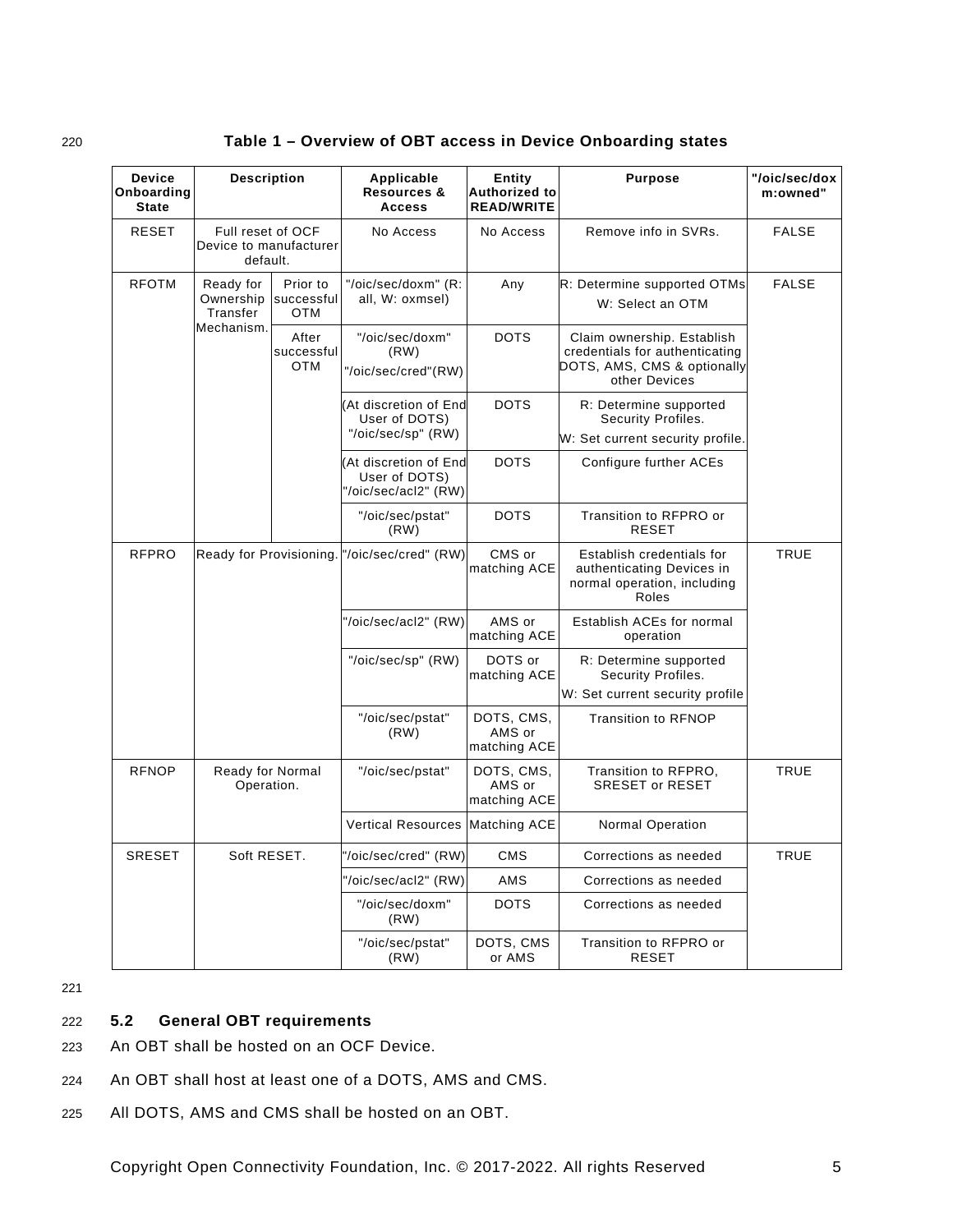**Table 1 – Overview of OBT access in Device Onboarding states**

| Device Onboarding State | Description | | Applicable Resources & Access | Entity Authorized to READ/WRITE | Purpose | "/oic/sec/doxm:owned" |
|---|---|---|---|---|---|---|
| RESET | Full reset of OCF Device to manufacturer default. | | No Access | No Access | Remove info in SVRs. | FALSE |
| RFOTM | Ready for Ownership Transfer Mechanism. | Prior to successful OTM | "/oic/sec/doxm" (R: all, W: oxmsel) | Any | R: Determine supported OTMs<br>W: Select an OTM | FALSE |
| | | After successful OTM | "/oic/sec/doxm" (RW)<br>"/oic/sec/cred"(RW) | DOTS | Claim ownership. Establish credentials for authenticating DOTS, AMS, CMS & optionally other Devices | |
| | | | (At discretion of End User of DOTS) "/oic/sec/sp" (RW) | DOTS | R: Determine supported Security Profiles.<br>W: Set current security profile. | |
| | | | (At discretion of End User of DOTS) "/oic/sec/acl2" (RW) | DOTS | Configure further ACEs | |
| | | | "/oic/sec/pstat" (RW) | DOTS | Transition to RFPRO or RESET | |
| RFPRO | Ready for Provisioning. | | "/oic/sec/cred" (RW) | CMS or matching ACE | Establish credentials for authenticating Devices in normal operation, including Roles | TRUE |
| | | | "/oic/sec/acl2" (RW) | AMS or matching ACE | Establish ACEs for normal operation | |
| | | | "/oic/sec/sp" (RW) | DOTS or matching ACE | R: Determine supported Security Profiles.<br>W: Set current security profile | |
| | | | "/oic/sec/pstat" (RW) | DOTS, CMS, AMS or matching ACE | Transition to RFNOP | |
| RFNOP | Ready for Normal Operation. | | "/oic/sec/pstat" | DOTS, CMS, AMS or matching ACE | Transition to RFPRO, SRESET or RESET | TRUE |
| | | | Vertical Resources | Matching ACE | Normal Operation | |
| SRESET | Soft RESET. | | "/oic/sec/cred" (RW) | CMS | Corrections as needed | TRUE |
| | | | "/oic/sec/acl2" (RW) | AMS | Corrections as needed | |
| | | | "/oic/sec/doxm" (RW) | DOTS | Corrections as needed | |
| | | | "/oic/sec/pstat" (RW) | DOTS, CMS or AMS | Transition to RFPRO or RESET | |

### 5.2 General OBT requirements

An OBT shall be hosted on an OCF Device.

An OBT shall host at least one of a DOTS, AMS and CMS.

All DOTS, AMS and CMS shall be hosted on an OBT.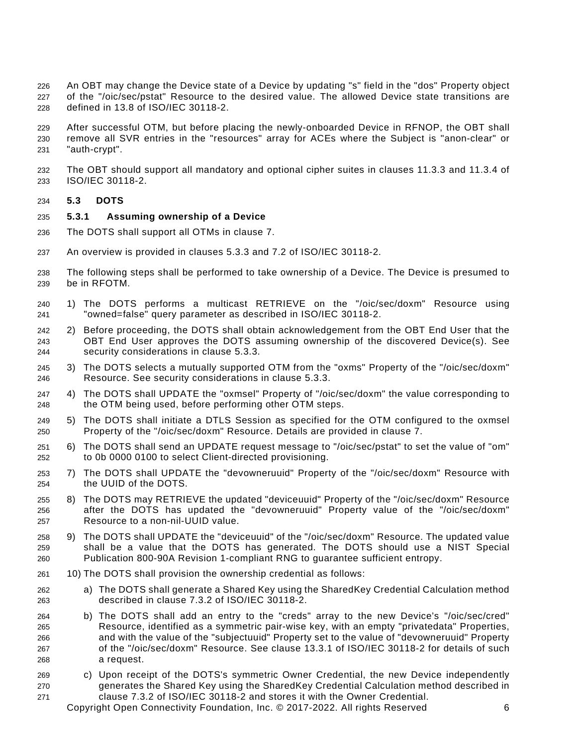An OBT may change the Device state of a Device by updating "s" field in the "dos" Property object of the "/oic/sec/pstat" Resource to the desired value. The allowed Device state transitions are defined in 13.8 of ISO/IEC 30118-2.

After successful OTM, but before placing the newly-onboarded Device in RFNOP, the OBT shall remove all SVR entries in the "resources" array for ACEs where the Subject is "anon-clear" or "auth-crypt".

The OBT should support all mandatory and optional cipher suites in clauses 11.3.3 and 11.3.4 of ISO/IEC 30118-2.

## 5.3 DOTS

### 5.3.1 Assuming ownership of a Device

The DOTS shall support all OTMs in clause 7.

An overview is provided in clauses 5.3.3 and 7.2 of ISO/IEC 30118-2.

The following steps shall be performed to take ownership of a Device. The Device is presumed to be in RFOTM.

1) The DOTS performs a multicast RETRIEVE on the "/oic/sec/doxm" Resource using "owned=false" query parameter as described in ISO/IEC 30118-2.
2) Before proceeding, the DOTS shall obtain acknowledgement from the OBT End User that the OBT End User approves the DOTS assuming ownership of the discovered Device(s). See security considerations in clause 5.3.3.
3) The DOTS selects a mutually supported OTM from the "oxms" Property of the "/oic/sec/doxm" Resource. See security considerations in clause 5.3.3.
4) The DOTS shall UPDATE the "oxmsel" Property of "/oic/sec/doxm" the value corresponding to the OTM being used, before performing other OTM steps.
5) The DOTS shall initiate a DTLS Session as specified for the OTM configured to the oxmsel Property of the "/oic/sec/doxm" Resource. Details are provided in clause 7.
6) The DOTS shall send an UPDATE request message to "/oic/sec/pstat" to set the value of "om" to 0b 0000 0100 to select Client-directed provisioning.
7) The DOTS shall UPDATE the "devowneruuid" Property of the "/oic/sec/doxm" Resource with the UUID of the DOTS.
8) The DOTS may RETRIEVE the updated "deviceuuid" Property of the "/oic/sec/doxm" Resource after the DOTS has updated the "devowneruuid" Property value of the "/oic/sec/doxm" Resource to a non-nil-UUID value.
9) The DOTS shall UPDATE the "deviceuuid" of the "/oic/sec/doxm" Resource. The updated value shall be a value that the DOTS has generated. The DOTS should use a NIST Special Publication 800-90A Revision 1-compliant RNG to guarantee sufficient entropy.
10) The DOTS shall provision the ownership credential as follows:
    a) The DOTS shall generate a Shared Key using the SharedKey Credential Calculation method described in clause 7.3.2 of ISO/IEC 30118-2.
    b) The DOTS shall add an entry to the "creds" array to the new Device's "/oic/sec/cred" Resource, identified as a symmetric pair-wise key, with an empty "privatedata" Properties, and with the value of the "subjectuuid" Property set to the value of "devowneruuid" Property of the "/oic/sec/doxm" Resource. See clause 13.3.1 of ISO/IEC 30118-2 for details of such a request.
    c) Upon receipt of the DOTS's symmetric Owner Credential, the new Device independently generates the Shared Key using the SharedKey Credential Calculation method described in clause 7.3.2 of ISO/IEC 30118-2 and stores it with the Owner Credential.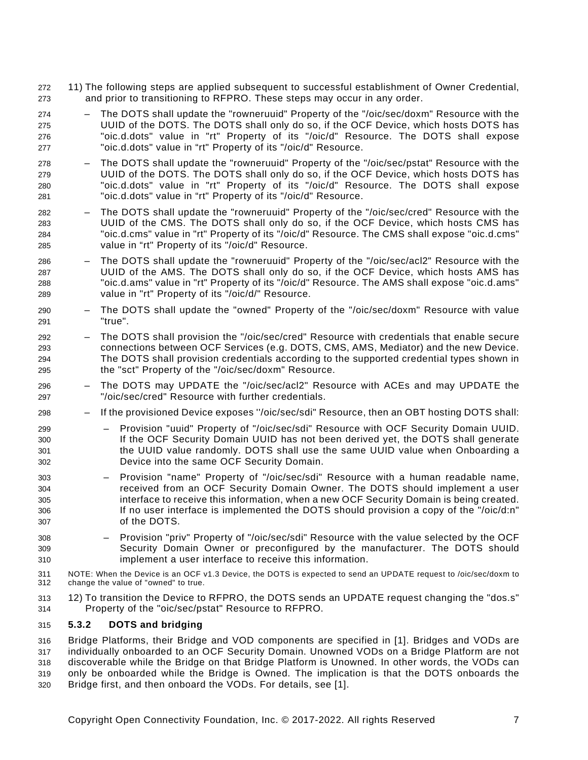11) The following steps are applied subsequent to successful establishment of Owner Credential, and prior to transitioning to RFPRO. These steps may occur in any order.

   - The DOTS shall update the "rowneruuid" Property of the "/oic/sec/doxm" Resource with the UUID of the DOTS. The DOTS shall only do so, if the OCF Device, which hosts DOTS has "oic.d.dots" value in "rt" Property of its "/oic/d" Resource. The DOTS shall expose "oic.d.dots" value in "rt" Property of its "/oic/d" Resource.
   - The DOTS shall update the "rowneruuid" Property of the "/oic/sec/pstat" Resource with the UUID of the DOTS. The DOTS shall only do so, if the OCF Device, which hosts DOTS has "oic.d.dots" value in "rt" Property of its "/oic/d" Resource. The DOTS shall expose "oic.d.dots" value in "rt" Property of its "/oic/d" Resource.
   - The DOTS shall update the "rowneruuid" Property of the "/oic/sec/cred" Resource with the UUID of the CMS. The DOTS shall only do so, if the OCF Device, which hosts CMS has "oic.d.cms" value in "rt" Property of its "/oic/d" Resource. The CMS shall expose "oic.d.cms" value in "rt" Property of its "/oic/d" Resource.
   - The DOTS shall update the "rowneruuid" Property of the "/oic/sec/acl2" Resource with the UUID of the AMS. The DOTS shall only do so, if the OCF Device, which hosts AMS has "oic.d.ams" value in "rt" Property of its "/oic/d" Resource. The AMS shall expose "oic.d.ams" value in "rt" Property of its "/oic/d/" Resource.
   - The DOTS shall update the "owned" Property of the "/oic/sec/doxm" Resource with value "true".
   - The DOTS shall provision the "/oic/sec/cred" Resource with credentials that enable secure connections between OCF Services (e.g. DOTS, CMS, AMS, Mediator) and the new Device. The DOTS shall provision credentials according to the supported credential types shown in the "sct" Property of the "/oic/sec/doxm" Resource.
   - The DOTS may UPDATE the "/oic/sec/acl2" Resource with ACEs and may UPDATE the "/oic/sec/cred" Resource with further credentials.
   - If the provisioned Device exposes ''/oic/sec/sdi" Resource, then an OBT hosting DOTS shall:
     - Provision "uuid" Property of "/oic/sec/sdi" Resource with OCF Security Domain UUID. If the OCF Security Domain UUID has not been derived yet, the DOTS shall generate the UUID value randomly. DOTS shall use the same UUID value when Onboarding a Device into the same OCF Security Domain.
     - Provision "name" Property of "/oic/sec/sdi" Resource with a human readable name, received from an OCF Security Domain Owner. The DOTS should implement a user interface to receive this information, when a new OCF Security Domain is being created. If no user interface is implemented the DOTS should provision a copy of the "/oic/d:n" of the DOTS.
     - Provision "priv" Property of "/oic/sec/sdi" Resource with the value selected by the OCF Security Domain Owner or preconfigured by the manufacturer. The DOTS should implement a user interface to receive this information.

NOTE: When the Device is an OCF v1.3 Device, the DOTS is expected to send an UPDATE request to /oic/sec/doxm to change the value of "owned" to true.

12) To transition the Device to RFPRO, the DOTS sends an UPDATE request changing the "dos.s" Property of the "oic/sec/pstat" Resource to RFPRO.

### 5.3.2 DOTS and bridging

Bridge Platforms, their Bridge and VOD components are specified in [1]. Bridges and VODs are individually onboarded to an OCF Security Domain. Unowned VODs on a Bridge Platform are not discoverable while the Bridge on that Bridge Platform is Unowned. In other words, the VODs can only be onboarded while the Bridge is Owned. The implication is that the DOTS onboards the Bridge first, and then onboard the VODs. For details, see [1].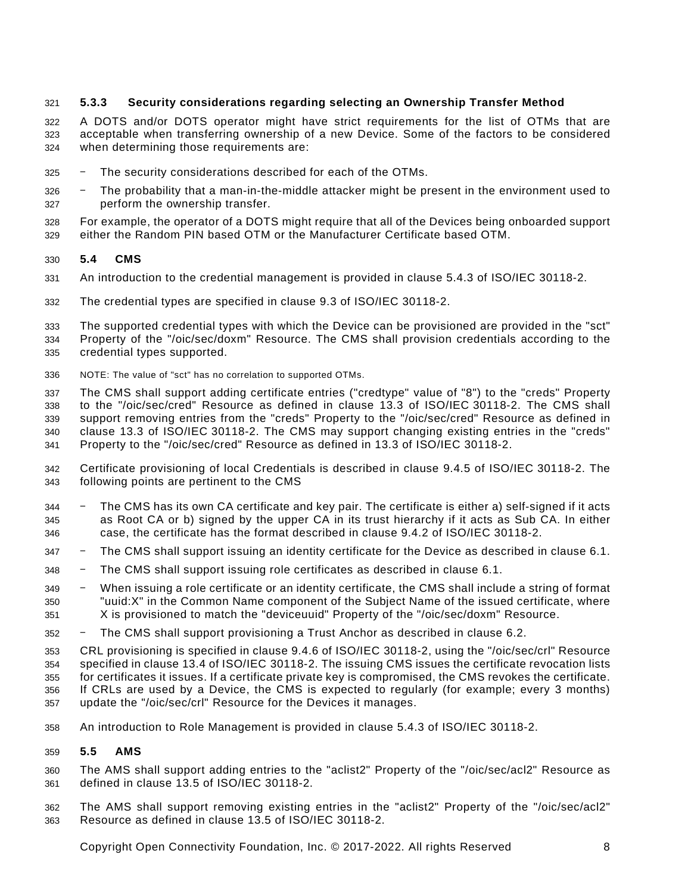### 5.3.3 Security considerations regarding selecting an Ownership Transfer Method

A DOTS and/or DOTS operator might have strict requirements for the list of OTMs that are acceptable when transferring ownership of a new Device. Some of the factors to be considered when determining those requirements are:

- The security considerations described for each of the OTMs.
- The probability that a man-in-the-middle attacker might be present in the environment used to perform the ownership transfer.

For example, the operator of a DOTS might require that all of the Devices being onboarded support either the Random PIN based OTM or the Manufacturer Certificate based OTM.

## 5.4 CMS

An introduction to the credential management is provided in clause 5.4.3 of ISO/IEC 30118-2.

The credential types are specified in clause 9.3 of ISO/IEC 30118-2.

The supported credential types with which the Device can be provisioned are provided in the "sct" Property of the "/oic/sec/doxm" Resource. The CMS shall provision credentials according to the credential types supported.

NOTE: The value of "sct" has no correlation to supported OTMs.

The CMS shall support adding certificate entries ("credtype" value of "8") to the "creds" Property to the "/oic/sec/cred" Resource as defined in clause 13.3 of ISO/IEC 30118-2. The CMS shall support removing entries from the "creds" Property to the "/oic/sec/cred" Resource as defined in clause 13.3 of ISO/IEC 30118-2. The CMS may support changing existing entries in the "creds" Property to the "/oic/sec/cred" Resource as defined in 13.3 of ISO/IEC 30118-2.

Certificate provisioning of local Credentials is described in clause 9.4.5 of ISO/IEC 30118-2. The following points are pertinent to the CMS

- The CMS has its own CA certificate and key pair. The certificate is either a) self-signed if it acts as Root CA or b) signed by the upper CA in its trust hierarchy if it acts as Sub CA. In either case, the certificate has the format described in clause 9.4.2 of ISO/IEC 30118-2.
- The CMS shall support issuing an identity certificate for the Device as described in clause 6.1.
- The CMS shall support issuing role certificates as described in clause 6.1.
- When issuing a role certificate or an identity certificate, the CMS shall include a string of format "uuid:X" in the Common Name component of the Subject Name of the issued certificate, where X is provisioned to match the "deviceuuid" Property of the "/oic/sec/doxm" Resource.
- The CMS shall support provisioning a Trust Anchor as described in clause 6.2.

CRL provisioning is specified in clause 9.4.6 of ISO/IEC 30118-2, using the "/oic/sec/crl" Resource specified in clause 13.4 of ISO/IEC 30118-2. The issuing CMS issues the certificate revocation lists for certificates it issues. If a certificate private key is compromised, the CMS revokes the certificate. If CRLs are used by a Device, the CMS is expected to regularly (for example; every 3 months) update the "/oic/sec/crl" Resource for the Devices it manages.

An introduction to Role Management is provided in clause 5.4.3 of ISO/IEC 30118-2.

## 5.5 AMS

The AMS shall support adding entries to the "aclist2" Property of the "/oic/sec/acl2" Resource as defined in clause 13.5 of ISO/IEC 30118-2.

The AMS shall support removing existing entries in the "aclist2" Property of the "/oic/sec/acl2" Resource as defined in clause 13.5 of ISO/IEC 30118-2.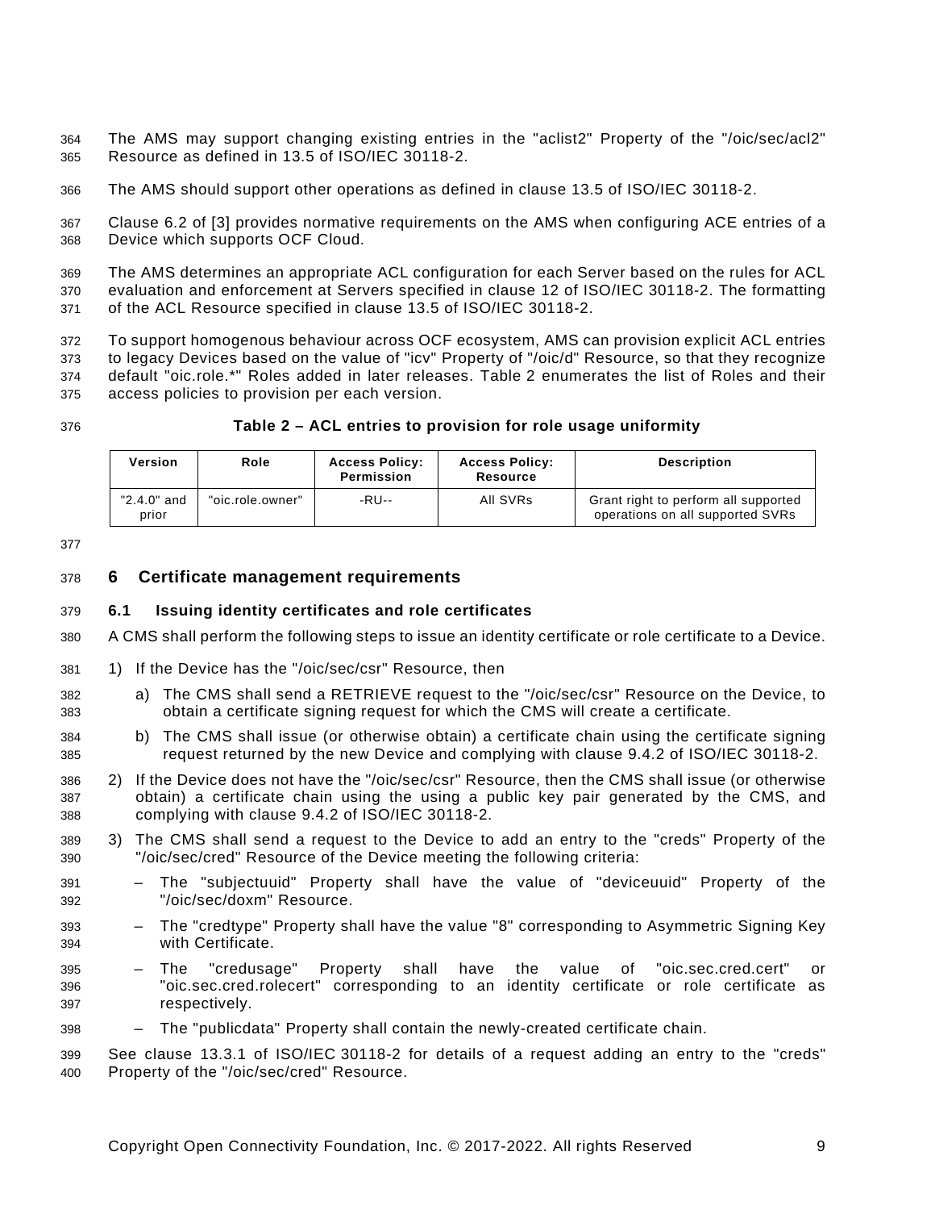The AMS may support changing existing entries in the "aclist2" Property of the "/oic/sec/acl2" Resource as defined in 13.5 of ISO/IEC 30118-2.

The AMS should support other operations as defined in clause 13.5 of ISO/IEC 30118-2.

Clause 6.2 of [3] provides normative requirements on the AMS when configuring ACE entries of a Device which supports OCF Cloud.

The AMS determines an appropriate ACL configuration for each Server based on the rules for ACL evaluation and enforcement at Servers specified in clause 12 of ISO/IEC 30118-2. The formatting of the ACL Resource specified in clause 13.5 of ISO/IEC 30118-2.

To support homogenous behaviour across OCF ecosystem, AMS can provision explicit ACL entries to legacy Devices based on the value of "icv" Property of "/oic/d" Resource, so that they recognize default "oic.role.*" Roles added in later releases. Table 2 enumerates the list of Roles and their access policies to provision per each version.

**Table 2 – ACL entries to provision for role usage uniformity**

| Version | Role | Access Policy: Permission | Access Policy: Resource | Description |
|---|---|---|---|---|
| "2.4.0" and prior | "oic.role.owner" | -RU-- | All SVRs | Grant right to perform all supported operations on all supported SVRs |

## 6 Certificate management requirements

### 6.1 Issuing identity certificates and role certificates

A CMS shall perform the following steps to issue an identity certificate or role certificate to a Device.

1) If the Device has the "/oic/sec/csr" Resource, then
   a) The CMS shall send a RETRIEVE request to the "/oic/sec/csr" Resource on the Device, to obtain a certificate signing request for which the CMS will create a certificate.
   b) The CMS shall issue (or otherwise obtain) a certificate chain using the certificate signing request returned by the new Device and complying with clause 9.4.2 of ISO/IEC 30118-2.
2) If the Device does not have the "/oic/sec/csr" Resource, then the CMS shall issue (or otherwise obtain) a certificate chain using the using a public key pair generated by the CMS, and complying with clause 9.4.2 of ISO/IEC 30118-2.
3) The CMS shall send a request to the Device to add an entry to the "creds" Property of the "/oic/sec/cred" Resource of the Device meeting the following criteria:
   – The "subjectuuid" Property shall have the value of "deviceuuid" Property of the "/oic/sec/doxm" Resource.
   – The "credtype" Property shall have the value "8" corresponding to Asymmetric Signing Key with Certificate.
   – The "credusage" Property shall have the value of "oic.sec.cred.cert" or "oic.sec.cred.rolecert" corresponding to an identity certificate or role certificate as respectively.
   – The "publicdata" Property shall contain the newly-created certificate chain.

See clause 13.3.1 of ISO/IEC 30118-2 for details of a request adding an entry to the "creds" Property of the "/oic/sec/cred" Resource.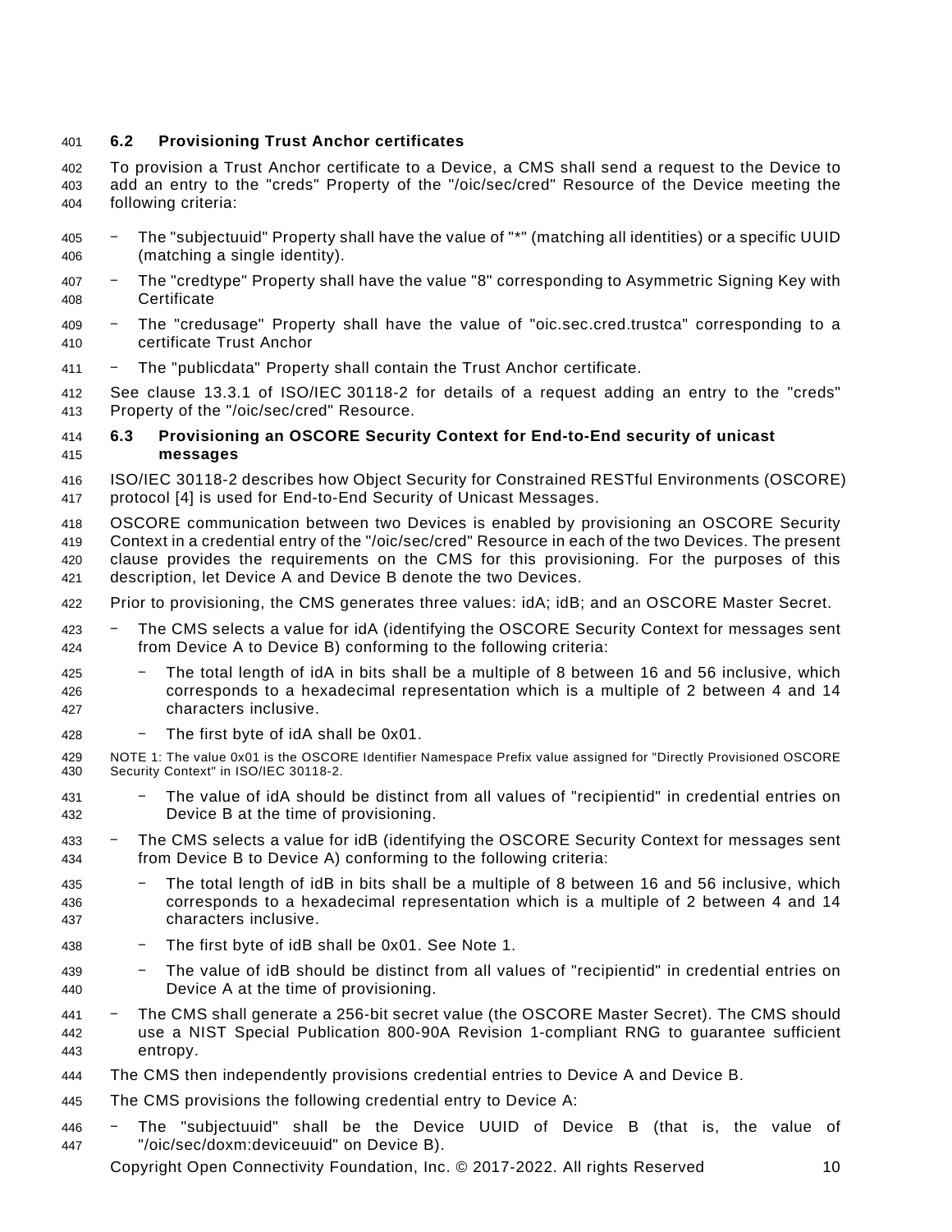## 6.2 Provisioning Trust Anchor certificates

To provision a Trust Anchor certificate to a Device, a CMS shall send a request to the Device to add an entry to the "creds" Property of the "/oic/sec/cred" Resource of the Device meeting the following criteria:

- The "subjectuuid" Property shall have the value of "*" (matching all identities) or a specific UUID (matching a single identity).
- The "credtype" Property shall have the value "8" corresponding to Asymmetric Signing Key with Certificate
- The "credusage" Property shall have the value of "oic.sec.cred.trustca" corresponding to a certificate Trust Anchor
- The "publicdata" Property shall contain the Trust Anchor certificate.

See clause 13.3.1 of ISO/IEC 30118-2 for details of a request adding an entry to the "creds" Property of the "/oic/sec/cred" Resource.

## 6.3 Provisioning an OSCORE Security Context for End-to-End security of unicast messages

ISO/IEC 30118-2 describes how Object Security for Constrained RESTful Environments (OSCORE) protocol [4] is used for End-to-End Security of Unicast Messages.

OSCORE communication between two Devices is enabled by provisioning an OSCORE Security Context in a credential entry of the "/oic/sec/cred" Resource in each of the two Devices. The present clause provides the requirements on the CMS for this provisioning. For the purposes of this description, let Device A and Device B denote the two Devices.

Prior to provisioning, the CMS generates three values: idA; idB; and an OSCORE Master Secret.

- The CMS selects a value for idA (identifying the OSCORE Security Context for messages sent from Device A to Device B) conforming to the following criteria:
  - The total length of idA in bits shall be a multiple of 8 between 16 and 56 inclusive, which corresponds to a hexadecimal representation which is a multiple of 2 between 4 and 14 characters inclusive.
  - The first byte of idA shall be 0x01.

NOTE 1: The value 0x01 is the OSCORE Identifier Namespace Prefix value assigned for "Directly Provisioned OSCORE Security Context" in ISO/IEC 30118-2.

  - The value of idA should be distinct from all values of "recipientid" in credential entries on Device B at the time of provisioning.
- The CMS selects a value for idB (identifying the OSCORE Security Context for messages sent from Device B to Device A) conforming to the following criteria:
  - The total length of idB in bits shall be a multiple of 8 between 16 and 56 inclusive, which corresponds to a hexadecimal representation which is a multiple of 2 between 4 and 14 characters inclusive.
  - The first byte of idB shall be 0x01. See Note 1.
  - The value of idB should be distinct from all values of "recipientid" in credential entries on Device A at the time of provisioning.
- The CMS shall generate a 256-bit secret value (the OSCORE Master Secret). The CMS should use a NIST Special Publication 800-90A Revision 1-compliant RNG to guarantee sufficient entropy.

The CMS then independently provisions credential entries to Device A and Device B.

The CMS provisions the following credential entry to Device A:

- The "subjectuuid" shall be the Device UUID of Device B (that is, the value of "/oic/sec/doxm:deviceuuid" on Device B).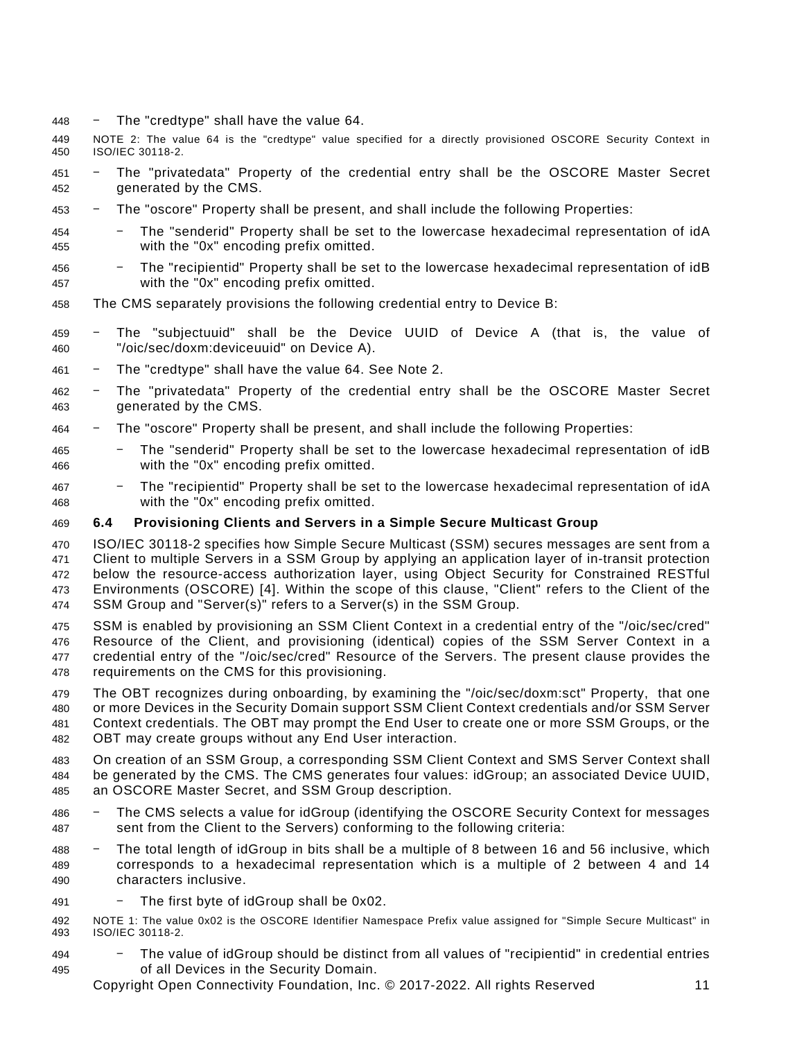- The "credtype" shall have the value 64.

NOTE 2: The value 64 is the "credtype" value specified for a directly provisioned OSCORE Security Context in ISO/IEC 30118-2.

- The "privatedata" Property of the credential entry shall be the OSCORE Master Secret generated by the CMS.
- The "oscore" Property shall be present, and shall include the following Properties:
  - The "senderid" Property shall be set to the lowercase hexadecimal representation of idA with the "0x" encoding prefix omitted.
  - The "recipientid" Property shall be set to the lowercase hexadecimal representation of idB with the "0x" encoding prefix omitted.

The CMS separately provisions the following credential entry to Device B:

- The "subjectuuid" shall be the Device UUID of Device A (that is, the value of "/oic/sec/doxm:deviceuuid" on Device A).
- The "credtype" shall have the value 64. See Note 2.
- The "privatedata" Property of the credential entry shall be the OSCORE Master Secret generated by the CMS.
- The "oscore" Property shall be present, and shall include the following Properties:
  - The "senderid" Property shall be set to the lowercase hexadecimal representation of idB with the "0x" encoding prefix omitted.
  - The "recipientid" Property shall be set to the lowercase hexadecimal representation of idA with the "0x" encoding prefix omitted.

### 6.4 Provisioning Clients and Servers in a Simple Secure Multicast Group

ISO/IEC 30118-2 specifies how Simple Secure Multicast (SSM) secures messages are sent from a Client to multiple Servers in a SSM Group by applying an application layer of in-transit protection below the resource-access authorization layer, using Object Security for Constrained RESTful Environments (OSCORE) [4]. Within the scope of this clause, "Client" refers to the Client of the SSM Group and "Server(s)" refers to a Server(s) in the SSM Group.

SSM is enabled by provisioning an SSM Client Context in a credential entry of the "/oic/sec/cred" Resource of the Client, and provisioning (identical) copies of the SSM Server Context in a credential entry of the "/oic/sec/cred" Resource of the Servers. The present clause provides the requirements on the CMS for this provisioning.

The OBT recognizes during onboarding, by examining the "/oic/sec/doxm:sct" Property, that one or more Devices in the Security Domain support SSM Client Context credentials and/or SSM Server Context credentials. The OBT may prompt the End User to create one or more SSM Groups, or the OBT may create groups without any End User interaction.

On creation of an SSM Group, a corresponding SSM Client Context and SMS Server Context shall be generated by the CMS. The CMS generates four values: idGroup; an associated Device UUID, an OSCORE Master Secret, and SSM Group description.

- The CMS selects a value for idGroup (identifying the OSCORE Security Context for messages sent from the Client to the Servers) conforming to the following criteria:
- The total length of idGroup in bits shall be a multiple of 8 between 16 and 56 inclusive, which corresponds to a hexadecimal representation which is a multiple of 2 between 4 and 14 characters inclusive.
  - The first byte of idGroup shall be 0x02.

NOTE 1: The value 0x02 is the OSCORE Identifier Namespace Prefix value assigned for "Simple Secure Multicast" in ISO/IEC 30118-2.

  - The value of idGroup should be distinct from all values of "recipientid" in credential entries of all Devices in the Security Domain.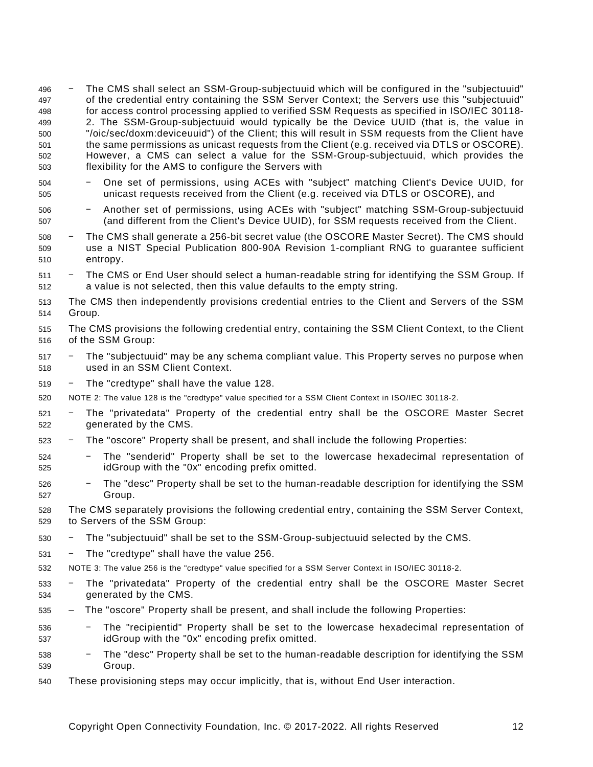- The CMS shall select an SSM-Group-subjectuuid which will be configured in the "subjectuuid" of the credential entry containing the SSM Server Context; the Servers use this "subjectuuid" for access control processing applied to verified SSM Requests as specified in ISO/IEC 30118-2. The SSM-Group-subjectuuid would typically be the Device UUID (that is, the value in "/oic/sec/doxm:deviceuuid") of the Client; this will result in SSM requests from the Client have the same permissions as unicast requests from the Client (e.g. received via DTLS or OSCORE). However, a CMS can select a value for the SSM-Group-subjectuuid, which provides the flexibility for the AMS to configure the Servers with
  - One set of permissions, using ACEs with "subject" matching Client's Device UUID, for unicast requests received from the Client (e.g. received via DTLS or OSCORE), and
  - Another set of permissions, using ACEs with "subject" matching SSM-Group-subjectuuid (and different from the Client's Device UUID), for SSM requests received from the Client.
- The CMS shall generate a 256-bit secret value (the OSCORE Master Secret). The CMS should use a NIST Special Publication 800-90A Revision 1-compliant RNG to guarantee sufficient entropy.
- The CMS or End User should select a human-readable string for identifying the SSM Group. If a value is not selected, then this value defaults to the empty string.

The CMS then independently provisions credential entries to the Client and Servers of the SSM Group.

The CMS provisions the following credential entry, containing the SSM Client Context, to the Client of the SSM Group:

- The "subjectuuid" may be any schema compliant value. This Property serves no purpose when used in an SSM Client Context.
- The "credtype" shall have the value 128.

NOTE 2: The value 128 is the "credtype" value specified for a SSM Client Context in ISO/IEC 30118-2.

- The "privatedata" Property of the credential entry shall be the OSCORE Master Secret generated by the CMS.
- The "oscore" Property shall be present, and shall include the following Properties:
  - The "senderid" Property shall be set to the lowercase hexadecimal representation of idGroup with the "0x" encoding prefix omitted.
  - The "desc" Property shall be set to the human-readable description for identifying the SSM Group.

The CMS separately provisions the following credential entry, containing the SSM Server Context, to Servers of the SSM Group:

- The "subjectuuid" shall be set to the SSM-Group-subjectuuid selected by the CMS.
- The "credtype" shall have the value 256.

NOTE 3: The value 256 is the "credtype" value specified for a SSM Server Context in ISO/IEC 30118-2.

- The "privatedata" Property of the credential entry shall be the OSCORE Master Secret generated by the CMS.
- The "oscore" Property shall be present, and shall include the following Properties:
  - The "recipientid" Property shall be set to the lowercase hexadecimal representation of idGroup with the "0x" encoding prefix omitted.
  - The "desc" Property shall be set to the human-readable description for identifying the SSM Group.

These provisioning steps may occur implicitly, that is, without End User interaction.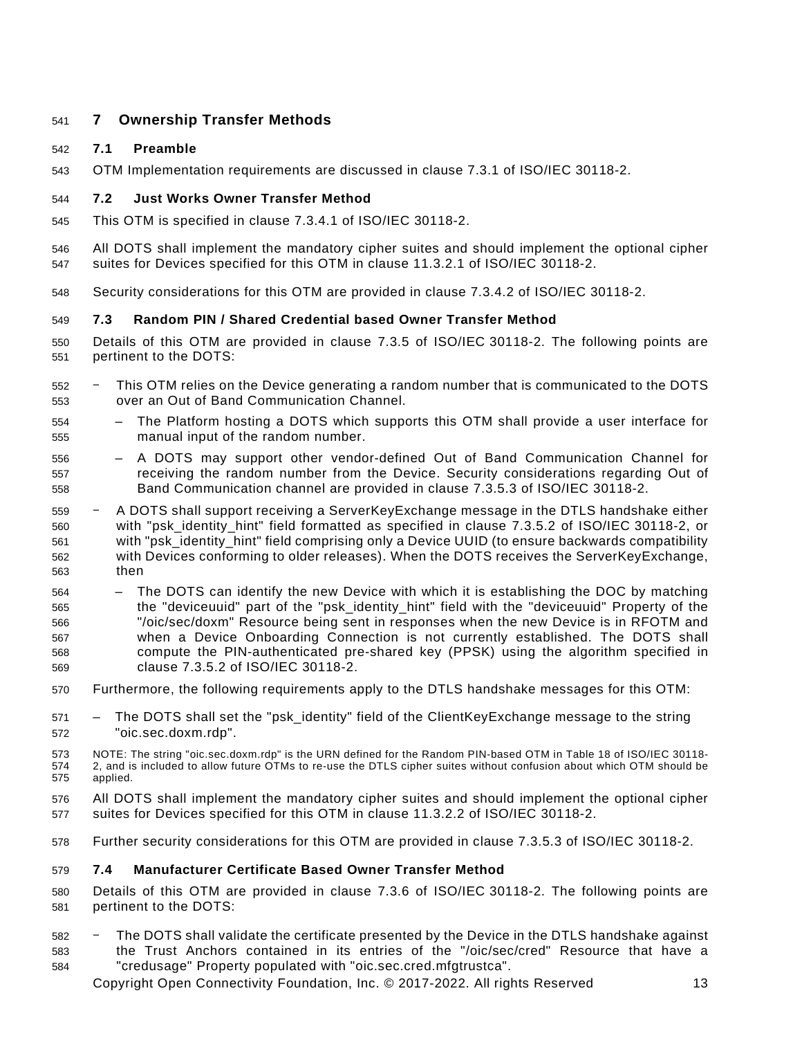# 7 Ownership Transfer Methods

## 7.1 Preamble

OTM Implementation requirements are discussed in clause 7.3.1 of ISO/IEC 30118-2.

## 7.2 Just Works Owner Transfer Method

This OTM is specified in clause 7.3.4.1 of ISO/IEC 30118-2.

All DOTS shall implement the mandatory cipher suites and should implement the optional cipher suites for Devices specified for this OTM in clause 11.3.2.1 of ISO/IEC 30118-2.

Security considerations for this OTM are provided in clause 7.3.4.2 of ISO/IEC 30118-2.

## 7.3 Random PIN / Shared Credential based Owner Transfer Method

Details of this OTM are provided in clause 7.3.5 of ISO/IEC 30118-2. The following points are pertinent to the DOTS:

- This OTM relies on the Device generating a random number that is communicated to the DOTS over an Out of Band Communication Channel.
  - The Platform hosting a DOTS which supports this OTM shall provide a user interface for manual input of the random number.
  - A DOTS may support other vendor-defined Out of Band Communication Channel for receiving the random number from the Device. Security considerations regarding Out of Band Communication channel are provided in clause 7.3.5.3 of ISO/IEC 30118-2.
- A DOTS shall support receiving a ServerKeyExchange message in the DTLS handshake either with "psk_identity_hint" field formatted as specified in clause 7.3.5.2 of ISO/IEC 30118-2, or with "psk_identity_hint" field comprising only a Device UUID (to ensure backwards compatibility with Devices conforming to older releases). When the DOTS receives the ServerKeyExchange, then
  - The DOTS can identify the new Device with which it is establishing the DOC by matching the "deviceuuid" part of the "psk_identity_hint" field with the "deviceuuid" Property of the "/oic/sec/doxm" Resource being sent in responses when the new Device is in RFOTM and when a Device Onboarding Connection is not currently established. The DOTS shall compute the PIN-authenticated pre-shared key (PPSK) using the algorithm specified in clause 7.3.5.2 of ISO/IEC 30118-2.

Furthermore, the following requirements apply to the DTLS handshake messages for this OTM:

- The DOTS shall set the "psk_identity" field of the ClientKeyExchange message to the string "oic.sec.doxm.rdp".

NOTE: The string "oic.sec.doxm.rdp" is the URN defined for the Random PIN-based OTM in Table 18 of ISO/IEC 30118-2, and is included to allow future OTMs to re-use the DTLS cipher suites without confusion about which OTM should be applied.

All DOTS shall implement the mandatory cipher suites and should implement the optional cipher suites for Devices specified for this OTM in clause 11.3.2.2 of ISO/IEC 30118-2.

Further security considerations for this OTM are provided in clause 7.3.5.3 of ISO/IEC 30118-2.

## 7.4 Manufacturer Certificate Based Owner Transfer Method

Details of this OTM are provided in clause 7.3.6 of ISO/IEC 30118-2. The following points are pertinent to the DOTS:

- The DOTS shall validate the certificate presented by the Device in the DTLS handshake against the Trust Anchors contained in its entries of the "/oic/sec/cred" Resource that have a "credusage" Property populated with "oic.sec.cred.mfgtrustca".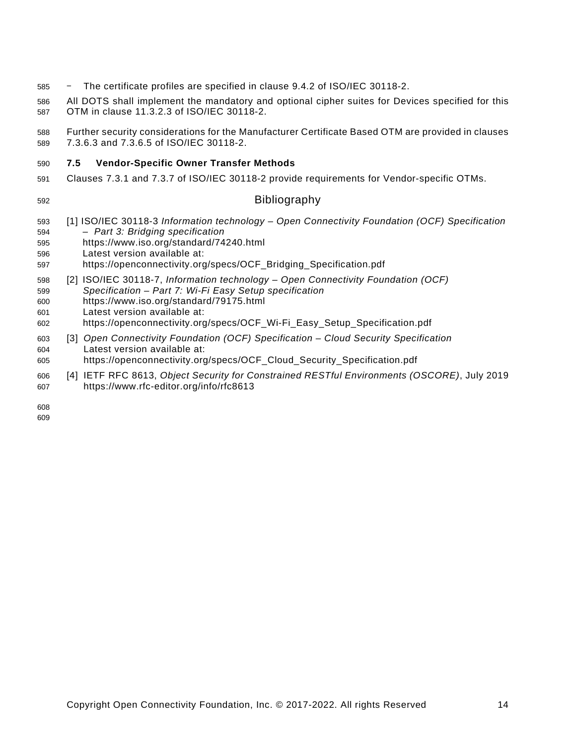- The certificate profiles are specified in clause 9.4.2 of ISO/IEC 30118-2.

All DOTS shall implement the mandatory and optional cipher suites for Devices specified for this OTM in clause 11.3.2.3 of ISO/IEC 30118-2.

Further security considerations for the Manufacturer Certificate Based OTM are provided in clauses 7.3.6.3 and 7.3.6.5 of ISO/IEC 30118-2.

### 7.5 Vendor-Specific Owner Transfer Methods

Clauses 7.3.1 and 7.3.7 of ISO/IEC 30118-2 provide requirements for Vendor-specific OTMs.

# Bibliography

[1] ISO/IEC 30118-3 *Information technology – Open Connectivity Foundation (OCF) Specification – Part 3: Bridging specification*
https://www.iso.org/standard/74240.html
Latest version available at:
https://openconnectivity.org/specs/OCF_Bridging_Specification.pdf

[2] ISO/IEC 30118-7, *Information technology – Open Connectivity Foundation (OCF) Specification – Part 7: Wi-Fi Easy Setup specification*
https://www.iso.org/standard/79175.html
Latest version available at:
https://openconnectivity.org/specs/OCF_Wi-Fi_Easy_Setup_Specification.pdf

[3] *Open Connectivity Foundation (OCF) Specification – Cloud Security Specification*
Latest version available at:
https://openconnectivity.org/specs/OCF_Cloud_Security_Specification.pdf

[4] IETF RFC 8613, *Object Security for Constrained RESTful Environments (OSCORE)*, July 2019
https://www.rfc-editor.org/info/rfc8613